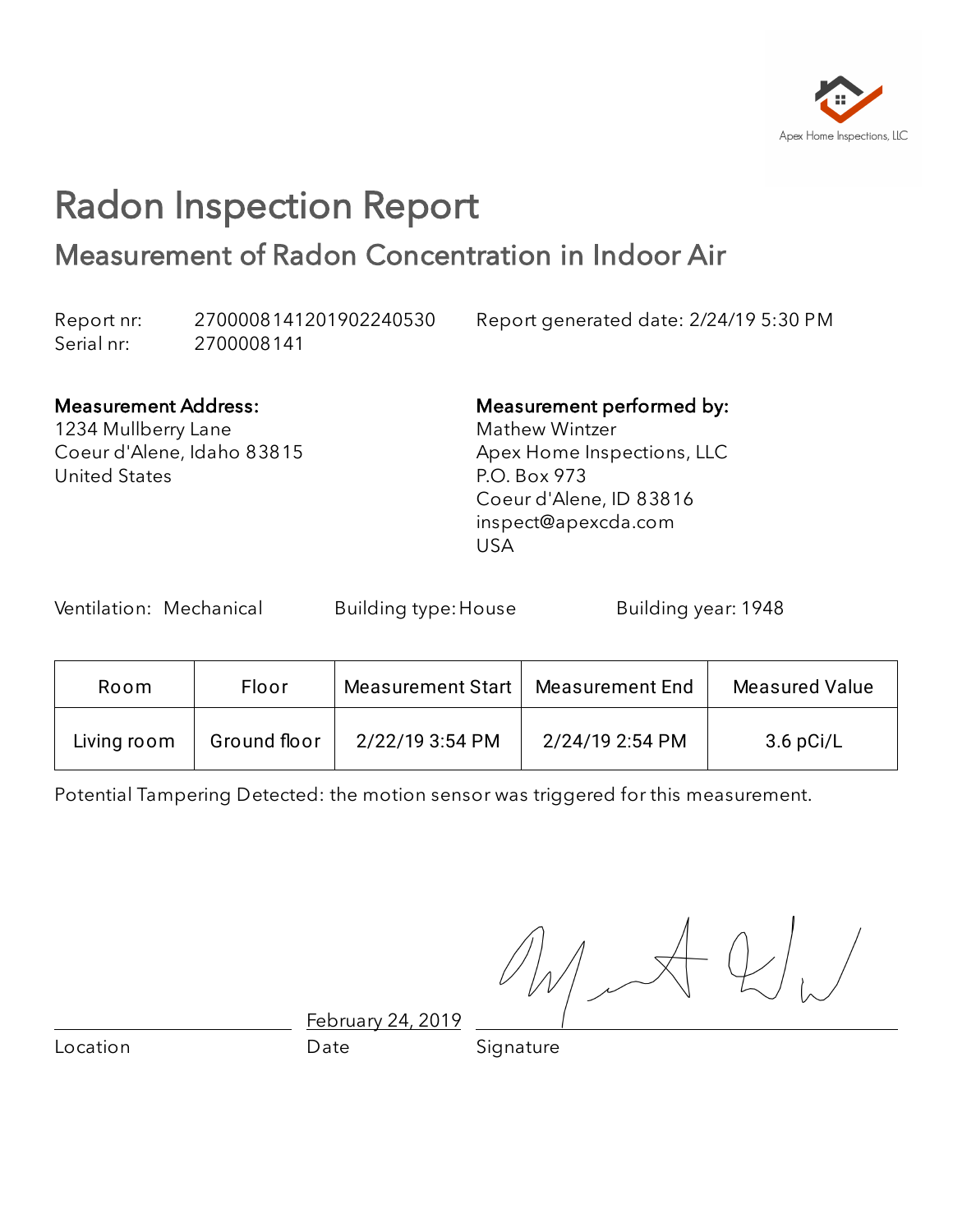Apex Home Inspections, LLC

# Radon Inspection Report

## Measurement of Radon Concentration in Indoor Air

Report nr: 2700008141201902240530
Serial nr: 2700008141

Report generated date: 2/24/19 5:30 PM

**Measurement Address:**
1234 Mullberry Lane
Coeur d'Alene, Idaho 83815
United States

**Measurement performed by:**
Mathew Wintzer
Apex Home Inspections, LLC
P.O. Box 973
Coeur d'Alene, ID 83816
inspect@apexcda.com
USA

Ventilation: Mechanical    Building type: House    Building year: 1948

| Room | Floor | Measurement Start | Measurement End | Measured Value |
|---|---|---|---|---|
| Living room | Ground floor | 2/22/19 3:54 PM | 2/24/19 2:54 PM | 3.6 pCi/L |

Potential Tampering Detected: the motion sensor was triggered for this measurement.

Location: ______________

Date: February 24, 2019

Signature: ______________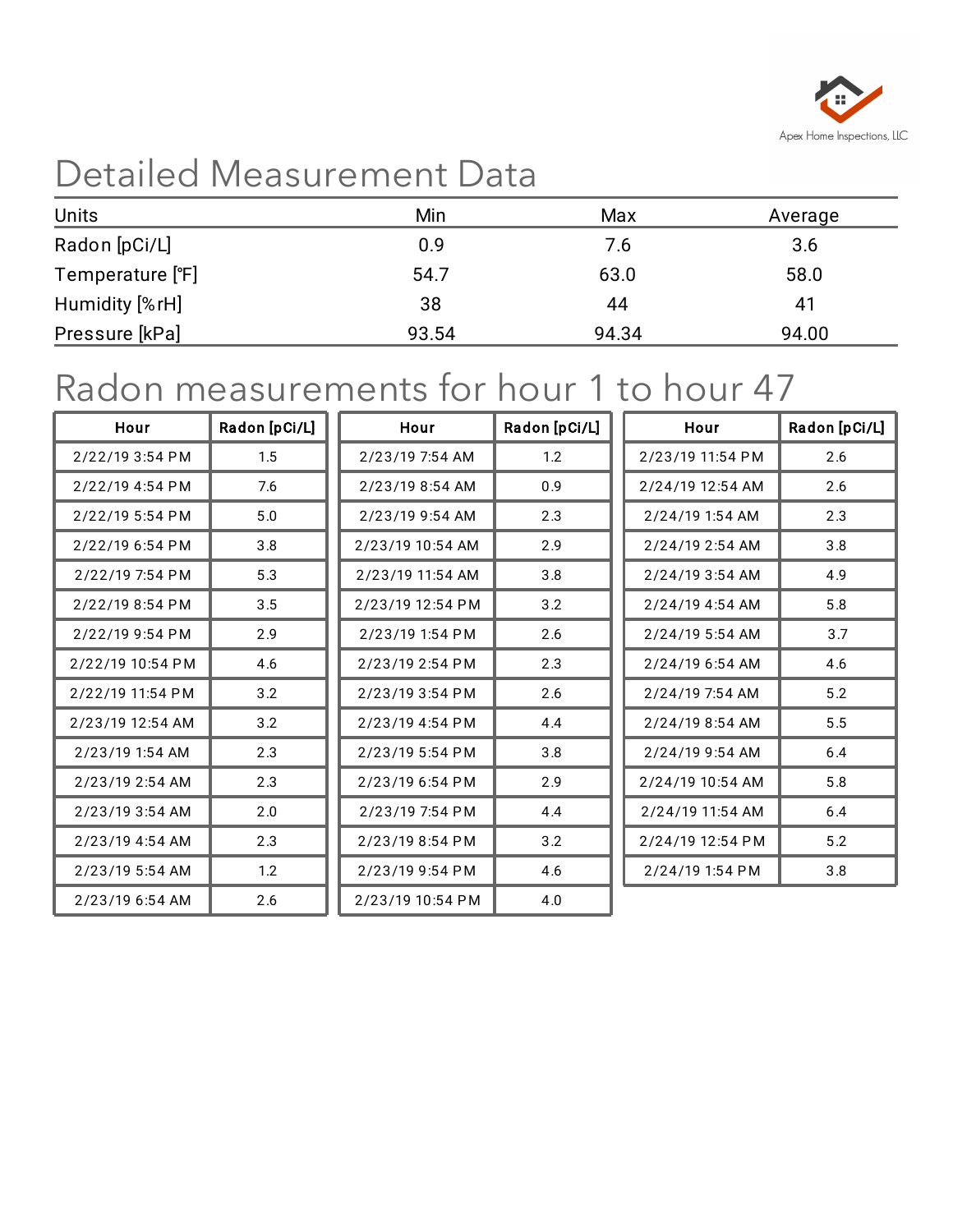Apex Home Inspections, LLC

# Detailed Measurement Data

| Units | Min | Max | Average |
|---|---|---|---|
| Radon [pCi/L] | 0.9 | 7.6 | 3.6 |
| Temperature [°F] | 54.7 | 63.0 | 58.0 |
| Humidity [%rH] | 38 | 44 | 41 |
| Pressure [kPa] | 93.54 | 94.34 | 94.00 |

# Radon measurements for hour 1 to hour 47

| Hour | Radon [pCi/L] |
|---|---|
| 2/22/19 3:54 PM | 1.5 |
| 2/22/19 4:54 PM | 7.6 |
| 2/22/19 5:54 PM | 5.0 |
| 2/22/19 6:54 PM | 3.8 |
| 2/22/19 7:54 PM | 5.3 |
| 2/22/19 8:54 PM | 3.5 |
| 2/22/19 9:54 PM | 2.9 |
| 2/22/19 10:54 PM | 4.6 |
| 2/22/19 11:54 PM | 3.2 |
| 2/23/19 12:54 AM | 3.2 |
| 2/23/19 1:54 AM | 2.3 |
| 2/23/19 2:54 AM | 2.3 |
| 2/23/19 3:54 AM | 2.0 |
| 2/23/19 4:54 AM | 2.3 |
| 2/23/19 5:54 AM | 1.2 |
| 2/23/19 6:54 AM | 2.6 |

| Hour | Radon [pCi/L] |
|---|---|
| 2/23/19 7:54 AM | 1.2 |
| 2/23/19 8:54 AM | 0.9 |
| 2/23/19 9:54 AM | 2.3 |
| 2/23/19 10:54 AM | 2.9 |
| 2/23/19 11:54 AM | 3.8 |
| 2/23/19 12:54 PM | 3.2 |
| 2/23/19 1:54 PM | 2.6 |
| 2/23/19 2:54 PM | 2.3 |
| 2/23/19 3:54 PM | 2.6 |
| 2/23/19 4:54 PM | 4.4 |
| 2/23/19 5:54 PM | 3.8 |
| 2/23/19 6:54 PM | 2.9 |
| 2/23/19 7:54 PM | 4.4 |
| 2/23/19 8:54 PM | 3.2 |
| 2/23/19 9:54 PM | 4.6 |
| 2/23/19 10:54 PM | 4.0 |

| Hour | Radon [pCi/L] |
|---|---|
| 2/23/19 11:54 PM | 2.6 |
| 2/24/19 12:54 AM | 2.6 |
| 2/24/19 1:54 AM | 2.3 |
| 2/24/19 2:54 AM | 3.8 |
| 2/24/19 3:54 AM | 4.9 |
| 2/24/19 4:54 AM | 5.8 |
| 2/24/19 5:54 AM | 3.7 |
| 2/24/19 6:54 AM | 4.6 |
| 2/24/19 7:54 AM | 5.2 |
| 2/24/19 8:54 AM | 5.5 |
| 2/24/19 9:54 AM | 6.4 |
| 2/24/19 10:54 AM | 5.8 |
| 2/24/19 11:54 AM | 6.4 |
| 2/24/19 12:54 PM | 5.2 |
| 2/24/19 1:54 PM | 3.8 |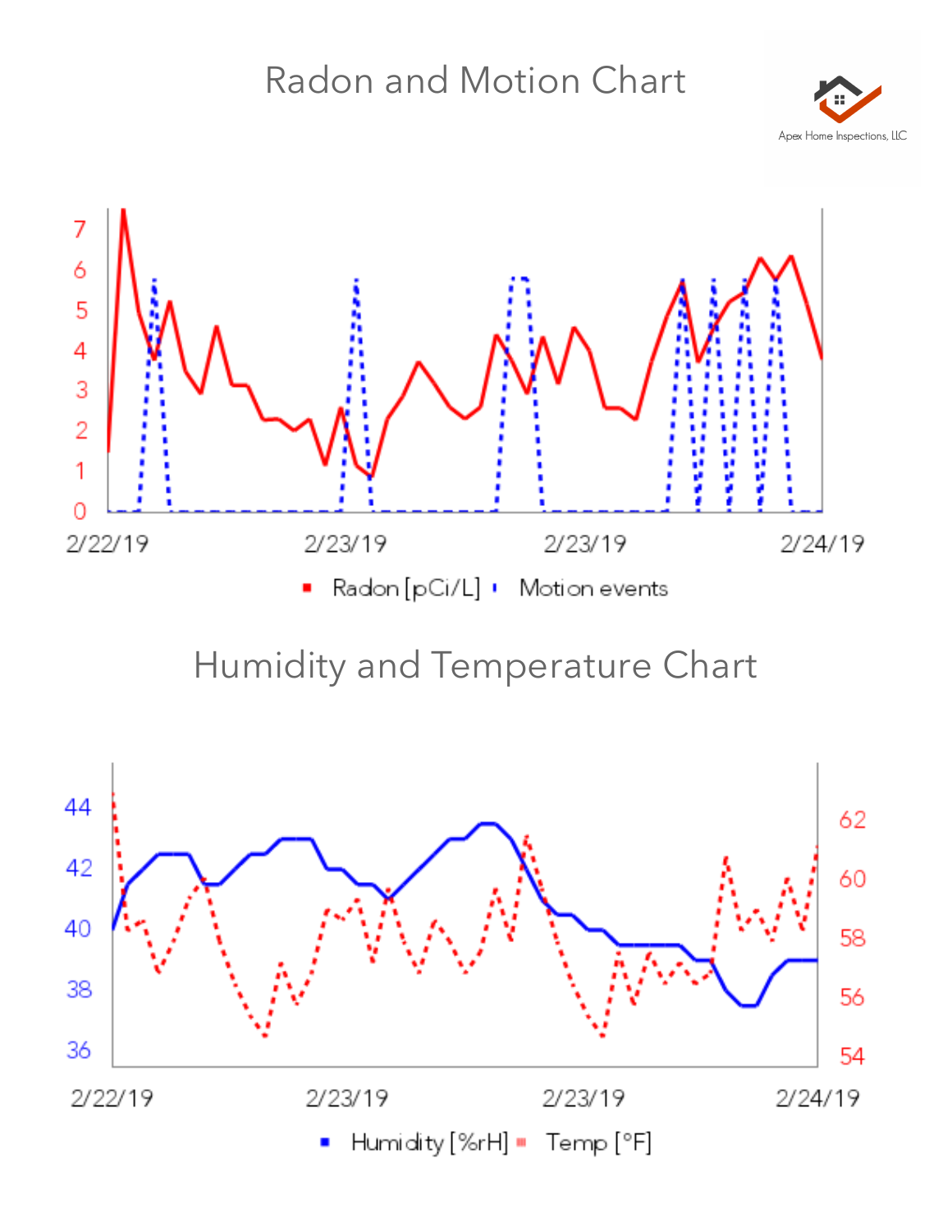# Radon and Motion Chart

Apex Home Inspections, LLC

7
6
5
4
3
2
1
0

2/22/19 2/23/19 2/23/19 2/24/19

Radon [pCi/L] Motion events

# Humidity and Temperature Chart

44
42
40
38
36

62
60
58
56
54

2/22/19 2/23/19 2/23/19 2/24/19

Humidity [%rH] Temp [°F]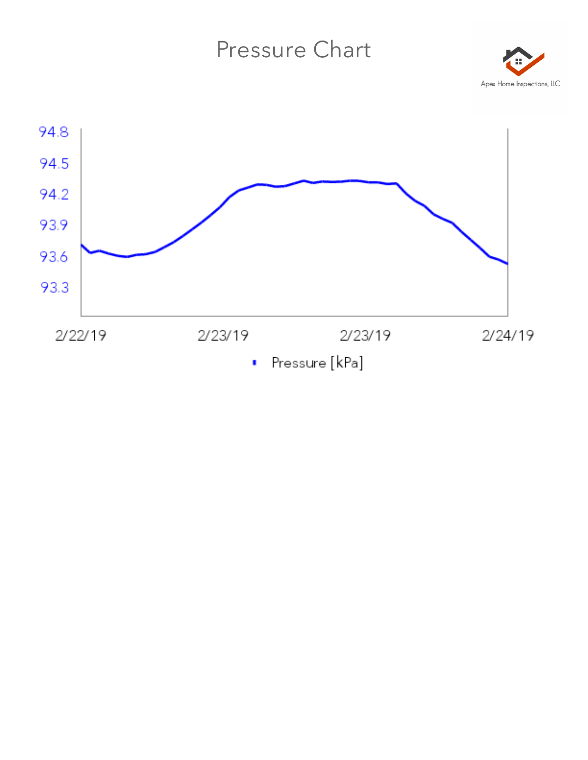# Pressure Chart

Apex Home Inspections, LLC

94.8
94.5
94.2
93.9
93.6
93.3

2/22/19 2/23/19 2/23/19 2/24/19

Pressure [kPa]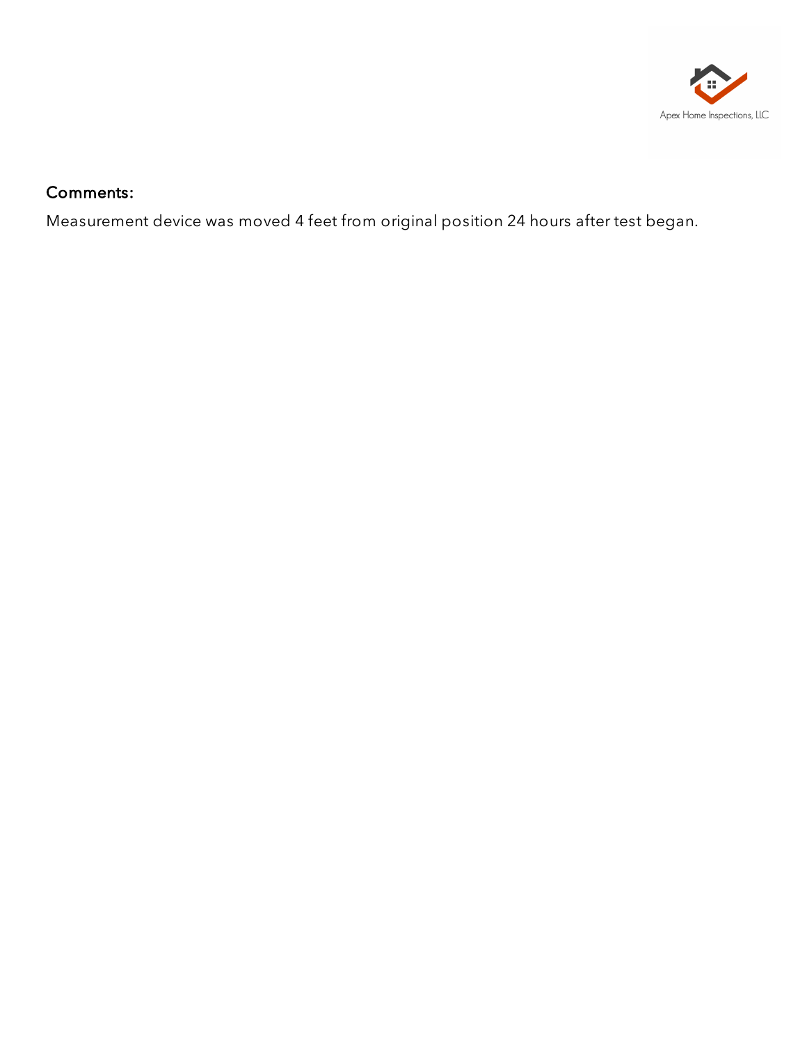Comments:

Measurement device was moved 4 feet from original position 24 hours after test began.